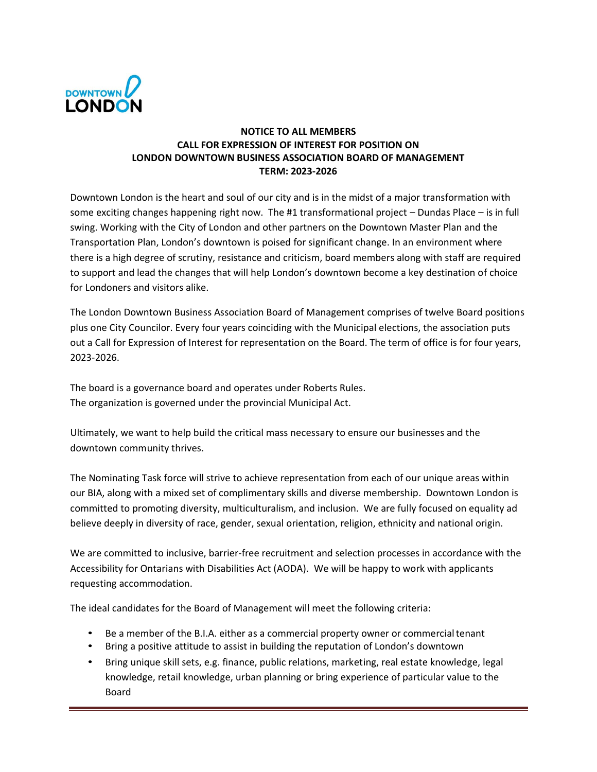DOWNTOWN LONDON

**NOTICE TO ALL MEMBERS**
**CALL FOR EXPRESSION OF INTEREST FOR POSITION ON**
**LONDON DOWNTOWN BUSINESS ASSOCIATION BOARD OF MANAGEMENT**
**TERM: 2023-2026**

Downtown London is the heart and soul of our city and is in the midst of a major transformation with some exciting changes happening right now. The #1 transformational project – Dundas Place – is in full swing. Working with the City of London and other partners on the Downtown Master Plan and the Transportation Plan, London's downtown is poised for significant change. In an environment where there is a high degree of scrutiny, resistance and criticism, board members along with staff are required to support and lead the changes that will help London's downtown become a key destination of choice for Londoners and visitors alike.

The London Downtown Business Association Board of Management comprises of twelve Board positions plus one City Councilor. Every four years coinciding with the Municipal elections, the association puts out a Call for Expression of Interest for representation on the Board. The term of office is for four years, 2023-2026.

The board is a governance board and operates under Roberts Rules.
The organization is governed under the provincial Municipal Act.

Ultimately, we want to help build the critical mass necessary to ensure our businesses and the downtown community thrives.

The Nominating Task force will strive to achieve representation from each of our unique areas within our BIA, along with a mixed set of complimentary skills and diverse membership. Downtown London is committed to promoting diversity, multiculturalism, and inclusion. We are fully focused on equality ad believe deeply in diversity of race, gender, sexual orientation, religion, ethnicity and national origin.

We are committed to inclusive, barrier-free recruitment and selection processes in accordance with the Accessibility for Ontarians with Disabilities Act (AODA). We will be happy to work with applicants requesting accommodation.

The ideal candidates for the Board of Management will meet the following criteria:

- Be a member of the B.I.A. either as a commercial property owner or commercial tenant
- Bring a positive attitude to assist in building the reputation of London's downtown
- Bring unique skill sets, e.g. finance, public relations, marketing, real estate knowledge, legal knowledge, retail knowledge, urban planning or bring experience of particular value to the Board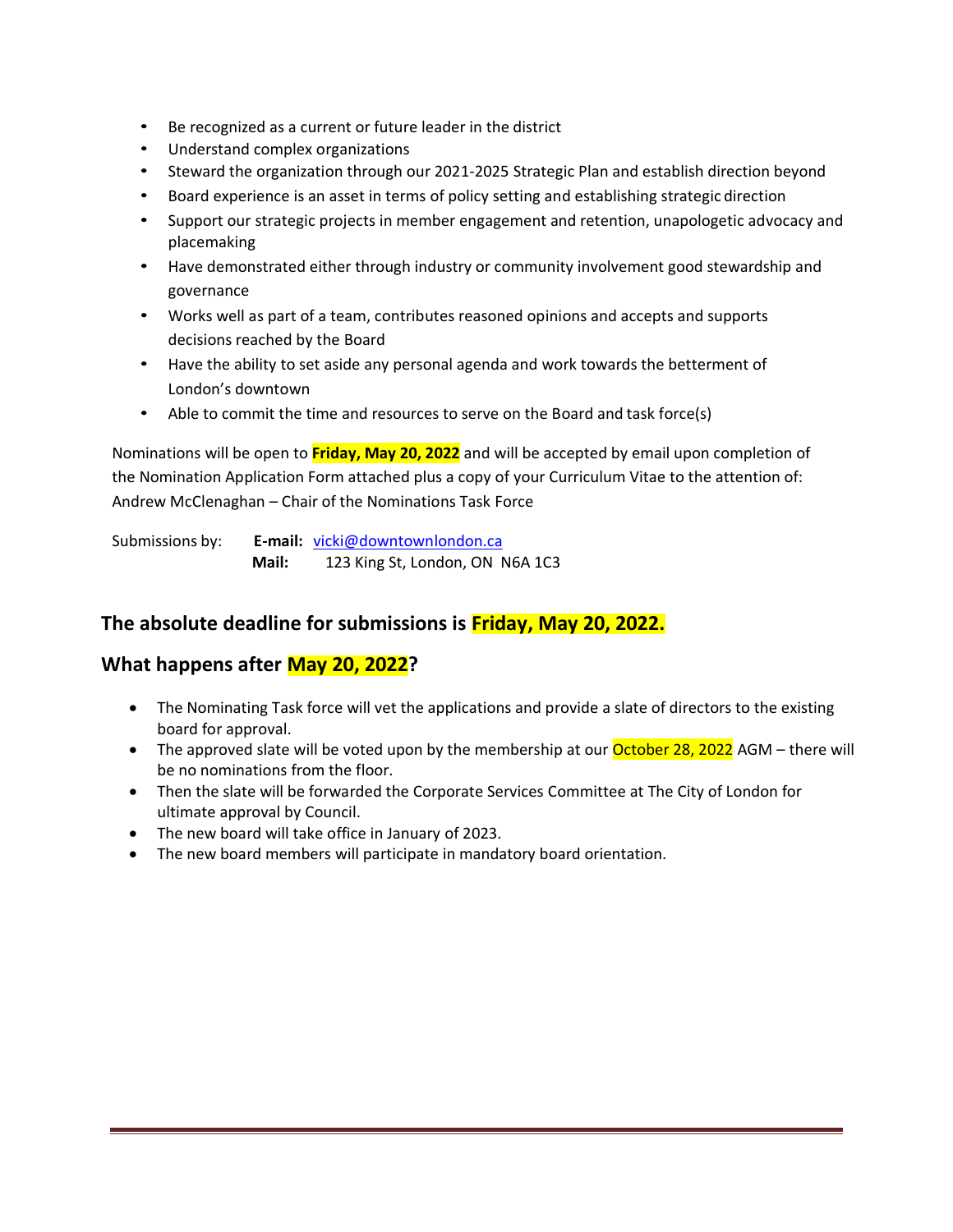- Be recognized as a current or future leader in the district
- Understand complex organizations
- Steward the organization through our 2021-2025 Strategic Plan and establish direction beyond
- Board experience is an asset in terms of policy setting and establishing strategic direction
- Support our strategic projects in member engagement and retention, unapologetic advocacy and placemaking
- Have demonstrated either through industry or community involvement good stewardship and governance
- Works well as part of a team, contributes reasoned opinions and accepts and supports decisions reached by the Board
- Have the ability to set aside any personal agenda and work towards the betterment of London's downtown
- Able to commit the time and resources to serve on the Board and task force(s)

Nominations will be open to **Friday, May 20, 2022** and will be accepted by email upon completion of the Nomination Application Form attached plus a copy of your Curriculum Vitae to the attention of: Andrew McClenaghan – Chair of the Nominations Task Force

Submissions by: **E-mail:** vicki@downtownlondon.ca
**Mail:** 123 King St, London, ON N6A 1C3

## The absolute deadline for submissions is Friday, May 20, 2022.

## What happens after May 20, 2022?

- The Nominating Task force will vet the applications and provide a slate of directors to the existing board for approval.
- The approved slate will be voted upon by the membership at our October 28, 2022 AGM – there will be no nominations from the floor.
- Then the slate will be forwarded the Corporate Services Committee at The City of London for ultimate approval by Council.
- The new board will take office in January of 2023.
- The new board members will participate in mandatory board orientation.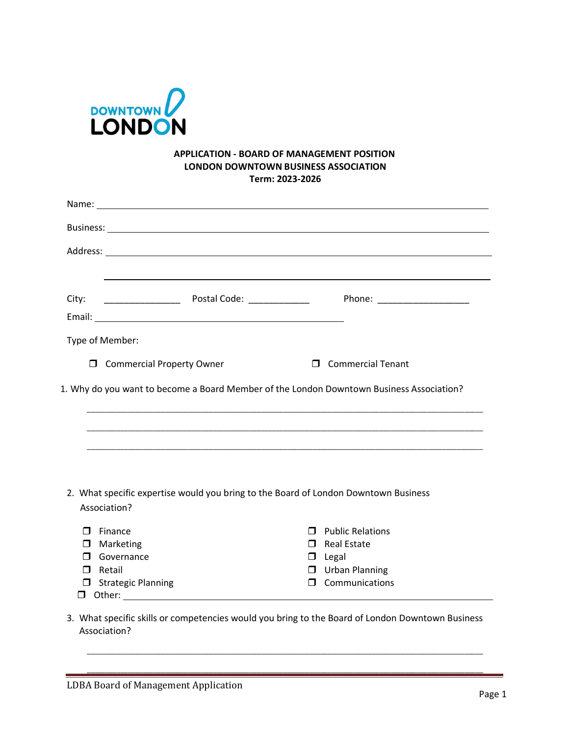DOWNTOWN LONDON

**APPLICATION - BOARD OF MANAGEMENT POSITION**
**LONDON DOWNTOWN BUSINESS ASSOCIATION**
**Term: 2023-2026**

Name: ______________________________________________________________

Business: ____________________________________________________________

Address: _____________________________________________________________

_____________________________________________________________

City: _______________ Postal Code: ____________ Phone: __________________

Email: ______________________________________________

Type of Member:

- ❒ Commercial Property Owner
- ❒ Commercial Tenant

1. Why do you want to become a Board Member of the London Downtown Business Association?

_____________________________________________________________________________

_____________________________________________________________________________

_____________________________________________________________________________

2. What specific expertise would you bring to the Board of London Downtown Business Association?

- ❒ Finance
- ❒ Marketing
- ❒ Governance
- ❒ Retail
- ❒ Strategic Planning
- ❒ Public Relations
- ❒ Real Estate
- ❒ Legal
- ❒ Urban Planning
- ❒ Communications
- ❒ Other: ____________________________________________________________

3. What specific skills or competencies would you bring to the Board of London Downtown Business Association?

_____________________________________________________________________________

_____________________________________________________________________________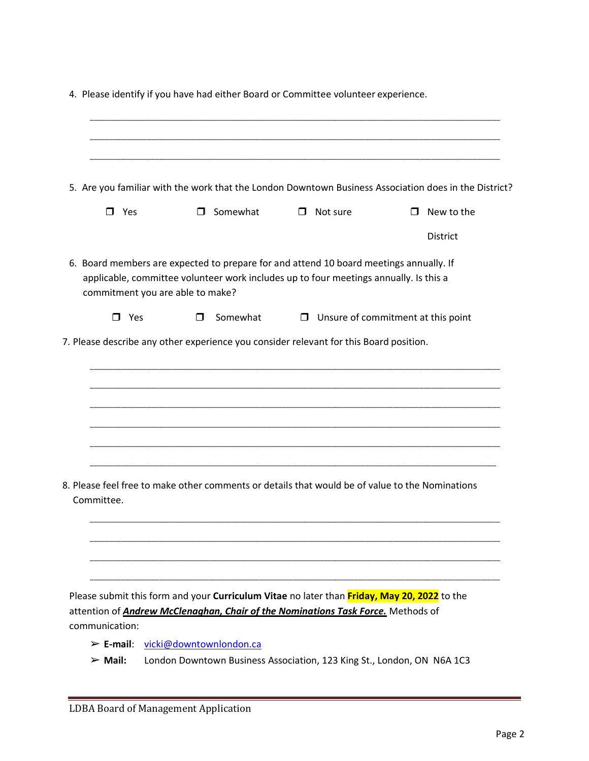4. Please identify if you have had either Board or Committee volunteer experience.

_______________________________________________________________________________

_______________________________________________________________________________

_______________________________________________________________________________

5. Are you familiar with the work that the London Downtown Business Association does in the District?

    ❒ Yes    ❒ Somewhat    ❒ Not sure    ❒ New to the District

6. Board members are expected to prepare for and attend 10 board meetings annually. If applicable, committee volunteer work includes up to four meetings annually. Is this a commitment you are able to make?

    ❒ Yes    ❒ Somewhat    ❒ Unsure of commitment at this point

7. Please describe any other experience you consider relevant for this Board position.

_______________________________________________________________________________

_______________________________________________________________________________

_______________________________________________________________________________

_______________________________________________________________________________

_______________________________________________________________________________

_______________________________________________________________________________

8. Please feel free to make other comments or details that would be of value to the Nominations Committee.

_______________________________________________________________________________

_______________________________________________________________________________

_______________________________________________________________________________

_______________________________________________________________________________

Please submit this form and your **Curriculum Vitae** no later than **Friday, May 20, 2022** to the attention of ***Andrew McClenaghan, Chair of the Nominations Task Force.*** Methods of communication:

- **E-mail**: vicki@downtownlondon.ca
- **Mail:** London Downtown Business Association, 123 King St., London, ON N6A 1C3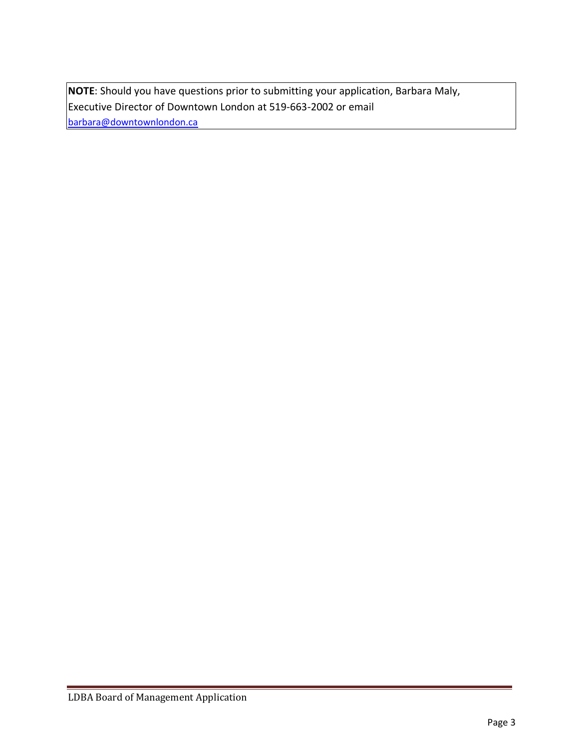**NOTE**: Should you have questions prior to submitting your application, Barbara Maly, Executive Director of Downtown London at 519-663-2002 or email barbara@downtownlondon.ca